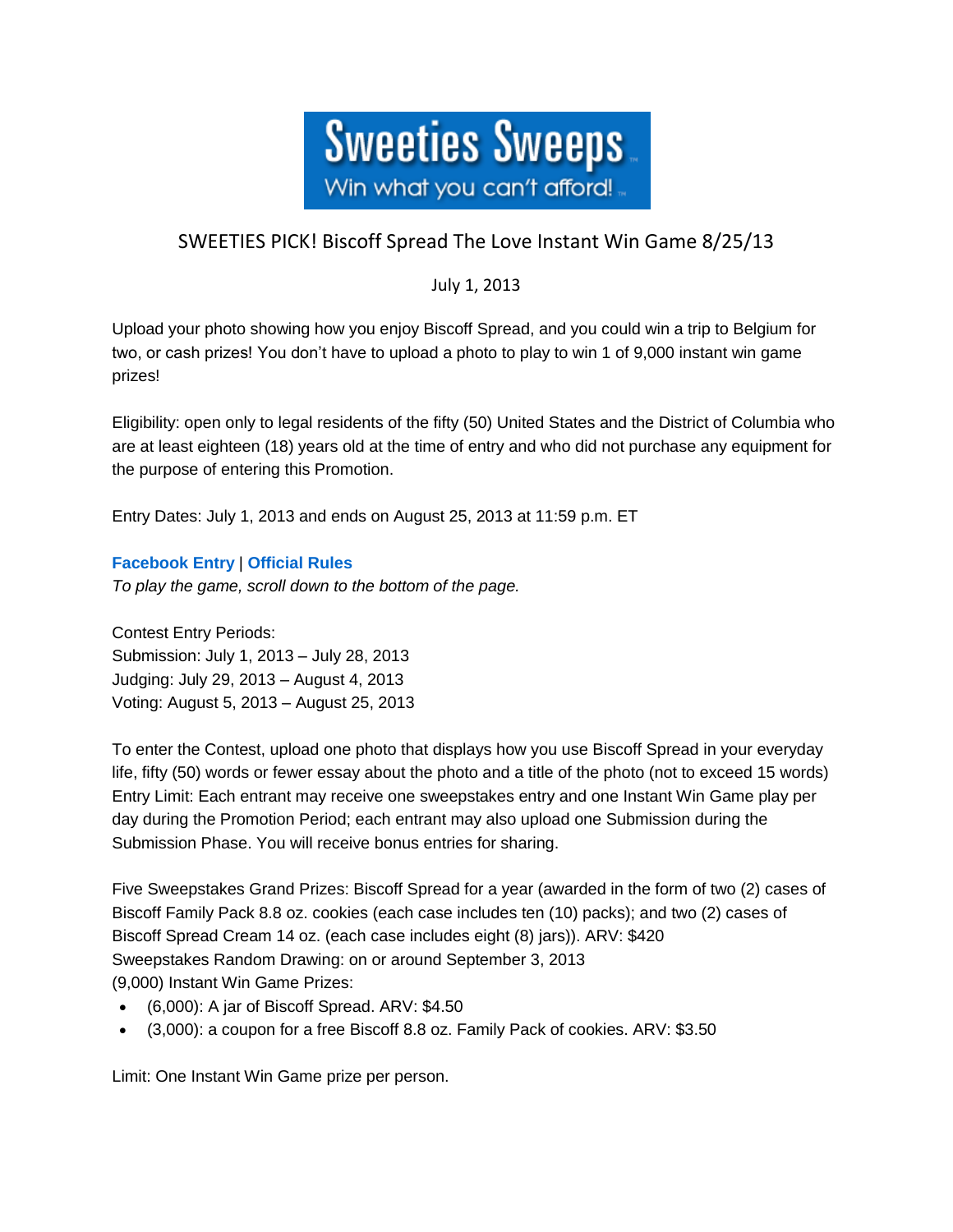# Sweeties Sweeps

Win what you can't afford!

## SWEETIES PICK! Biscoff Spread The Love Instant Win Game 8/25/13

July 1, 2013

Upload your photo showing how you enjoy Biscoff Spread, and you could win a trip to Belgium for two, or cash prizes! You don't have to upload a photo to play to win 1 of 9,000 instant win game prizes!

Eligibility: open only to legal residents of the fifty (50) United States and the District of Columbia who are at least eighteen (18) years old at the time of entry and who did not purchase any equipment for the purpose of entering this Promotion.

Entry Dates: July 1, 2013 and ends on August 25, 2013 at 11:59 p.m. ET

**Facebook Entry** | **Official Rules**

*To play the game, scroll down to the bottom of the page.*

Contest Entry Periods:
Submission: July 1, 2013 – July 28, 2013
Judging: July 29, 2013 – August 4, 2013
Voting: August 5, 2013 – August 25, 2013

To enter the Contest, upload one photo that displays how you use Biscoff Spread in your everyday life, fifty (50) words or fewer essay about the photo and a title of the photo (not to exceed 15 words)
Entry Limit: Each entrant may receive one sweepstakes entry and one Instant Win Game play per day during the Promotion Period; each entrant may also upload one Submission during the Submission Phase. You will receive bonus entries for sharing.

Five Sweepstakes Grand Prizes: Biscoff Spread for a year (awarded in the form of two (2) cases of Biscoff Family Pack 8.8 oz. cookies (each case includes ten (10) packs); and two (2) cases of Biscoff Spread Cream 14 oz. (each case includes eight (8) jars)). ARV: $420
Sweepstakes Random Drawing: on or around September 3, 2013
(9,000) Instant Win Game Prizes:

- (6,000): A jar of Biscoff Spread. ARV: $4.50
- (3,000): a coupon for a free Biscoff 8.8 oz. Family Pack of cookies. ARV: $3.50

Limit: One Instant Win Game prize per person.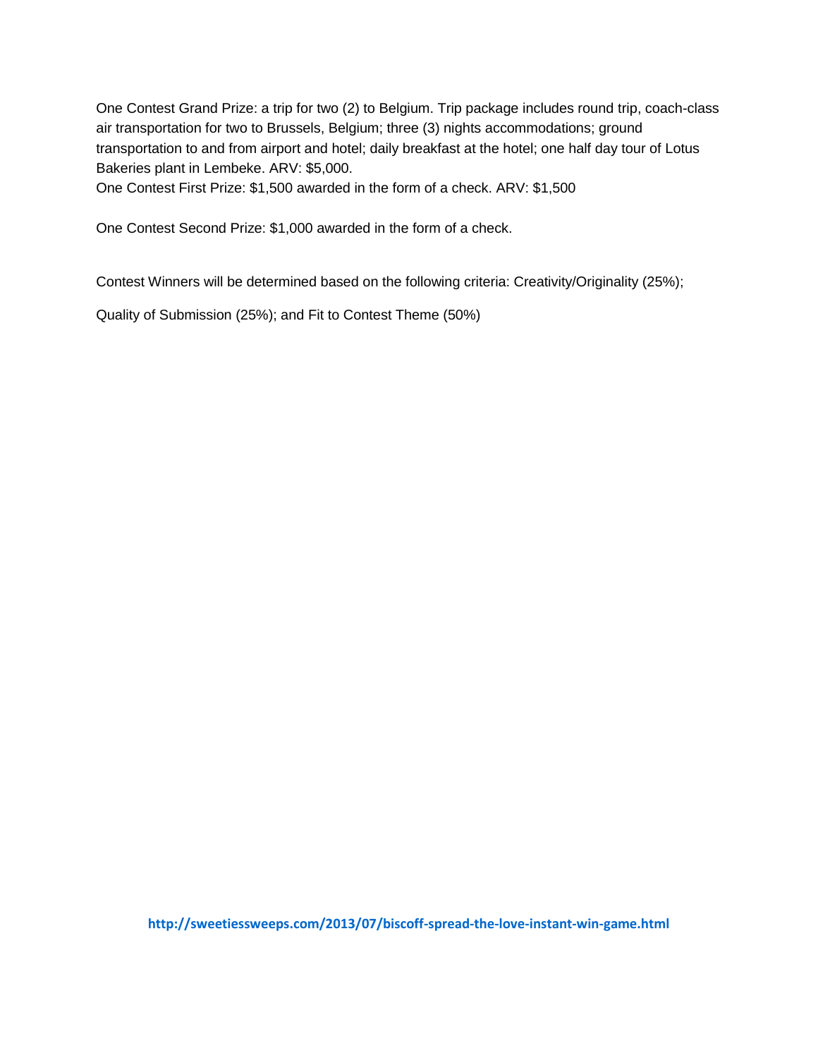One Contest Grand Prize: a trip for two (2) to Belgium. Trip package includes round trip, coach-class air transportation for two to Brussels, Belgium; three (3) nights accommodations; ground transportation to and from airport and hotel; daily breakfast at the hotel; one half day tour of Lotus Bakeries plant in Lembeke. ARV: $5,000.
One Contest First Prize: $1,500 awarded in the form of a check. ARV: $1,500

One Contest Second Prize: $1,000 awarded in the form of a check.

Contest Winners will be determined based on the following criteria: Creativity/Originality (25%);

Quality of Submission (25%); and Fit to Contest Theme (50%)

http://sweetiessweeps.com/2013/07/biscoff-spread-the-love-instant-win-game.html